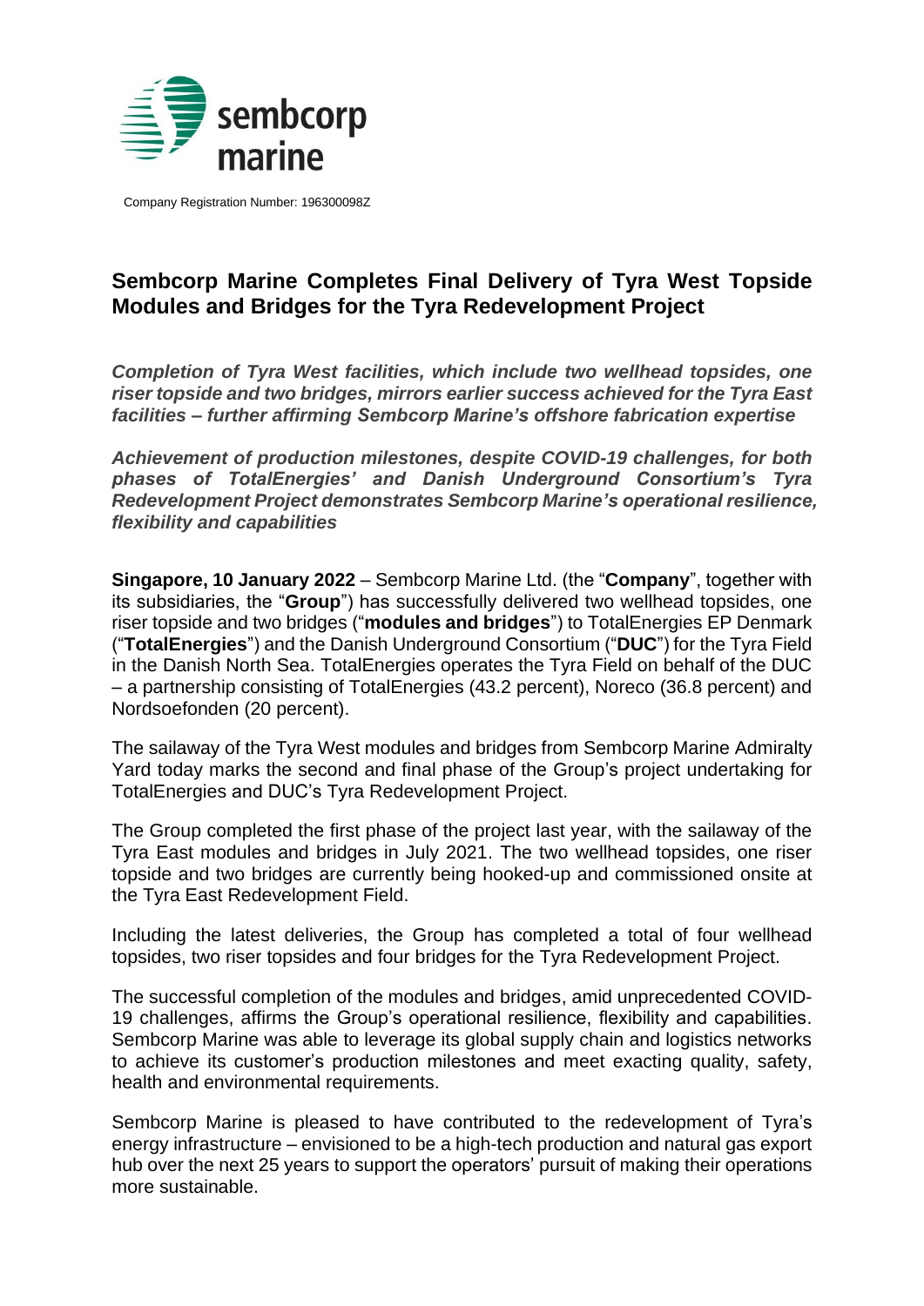Company Registration Number: 196300098Z

# Sembcorp Marine Completes Final Delivery of Tyra West Topside Modules and Bridges for the Tyra Redevelopment Project

***Completion of Tyra West facilities, which include two wellhead topsides, one riser topside and two bridges, mirrors earlier success achieved for the Tyra East facilities – further affirming Sembcorp Marine's offshore fabrication expertise***

***Achievement of production milestones, despite COVID-19 challenges, for both phases of TotalEnergies' and Danish Underground Consortium's Tyra Redevelopment Project demonstrates Sembcorp Marine's operational resilience, flexibility and capabilities***

**Singapore, 10 January 2022** – Sembcorp Marine Ltd. (the "**Company**", together with its subsidiaries, the "**Group**") has successfully delivered two wellhead topsides, one riser topside and two bridges ("**modules and bridges**") to TotalEnergies EP Denmark ("**TotalEnergies**") and the Danish Underground Consortium ("**DUC**") for the Tyra Field in the Danish North Sea. TotalEnergies operates the Tyra Field on behalf of the DUC – a partnership consisting of TotalEnergies (43.2 percent), Noreco (36.8 percent) and Nordsoefonden (20 percent).

The sailaway of the Tyra West modules and bridges from Sembcorp Marine Admiralty Yard today marks the second and final phase of the Group's project undertaking for TotalEnergies and DUC's Tyra Redevelopment Project.

The Group completed the first phase of the project last year, with the sailaway of the Tyra East modules and bridges in July 2021. The two wellhead topsides, one riser topside and two bridges are currently being hooked-up and commissioned onsite at the Tyra East Redevelopment Field.

Including the latest deliveries, the Group has completed a total of four wellhead topsides, two riser topsides and four bridges for the Tyra Redevelopment Project.

The successful completion of the modules and bridges, amid unprecedented COVID-19 challenges, affirms the Group's operational resilience, flexibility and capabilities. Sembcorp Marine was able to leverage its global supply chain and logistics networks to achieve its customer's production milestones and meet exacting quality, safety, health and environmental requirements.

Sembcorp Marine is pleased to have contributed to the redevelopment of Tyra's energy infrastructure – envisioned to be a high-tech production and natural gas export hub over the next 25 years to support the operators' pursuit of making their operations more sustainable.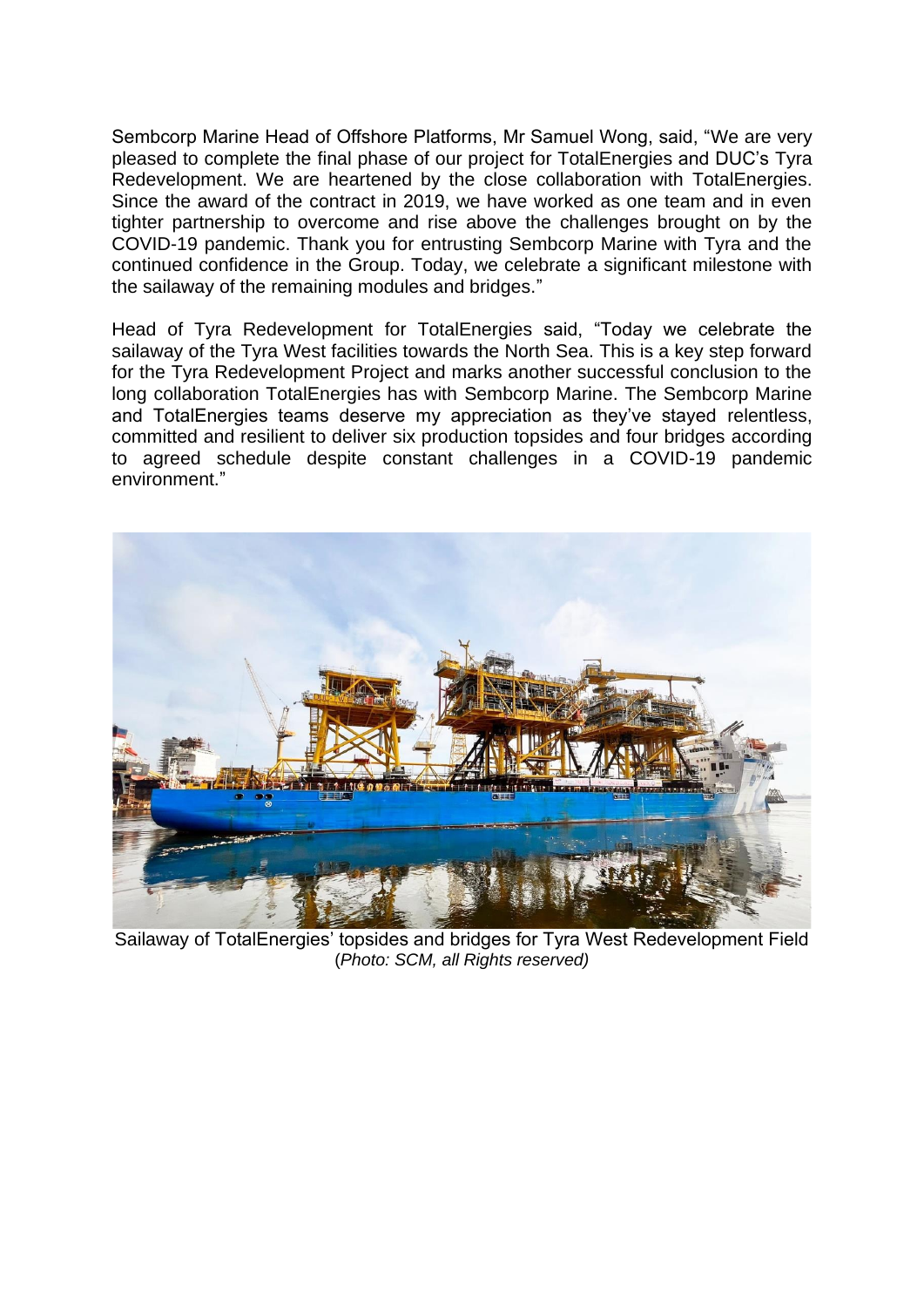Sembcorp Marine Head of Offshore Platforms, Mr Samuel Wong, said, "We are very pleased to complete the final phase of our project for TotalEnergies and DUC's Tyra Redevelopment. We are heartened by the close collaboration with TotalEnergies. Since the award of the contract in 2019, we have worked as one team and in even tighter partnership to overcome and rise above the challenges brought on by the COVID-19 pandemic. Thank you for entrusting Sembcorp Marine with Tyra and the continued confidence in the Group. Today, we celebrate a significant milestone with the sailaway of the remaining modules and bridges."

Head of Tyra Redevelopment for TotalEnergies said, "Today we celebrate the sailaway of the Tyra West facilities towards the North Sea. This is a key step forward for the Tyra Redevelopment Project and marks another successful conclusion to the long collaboration TotalEnergies has with Sembcorp Marine. The Sembcorp Marine and TotalEnergies teams deserve my appreciation as they've stayed relentless, committed and resilient to deliver six production topsides and four bridges according to agreed schedule despite constant challenges in a COVID-19 pandemic environment."

Sailaway of TotalEnergies' topsides and bridges for Tyra West Redevelopment Field
(*Photo: SCM, all Rights reserved)*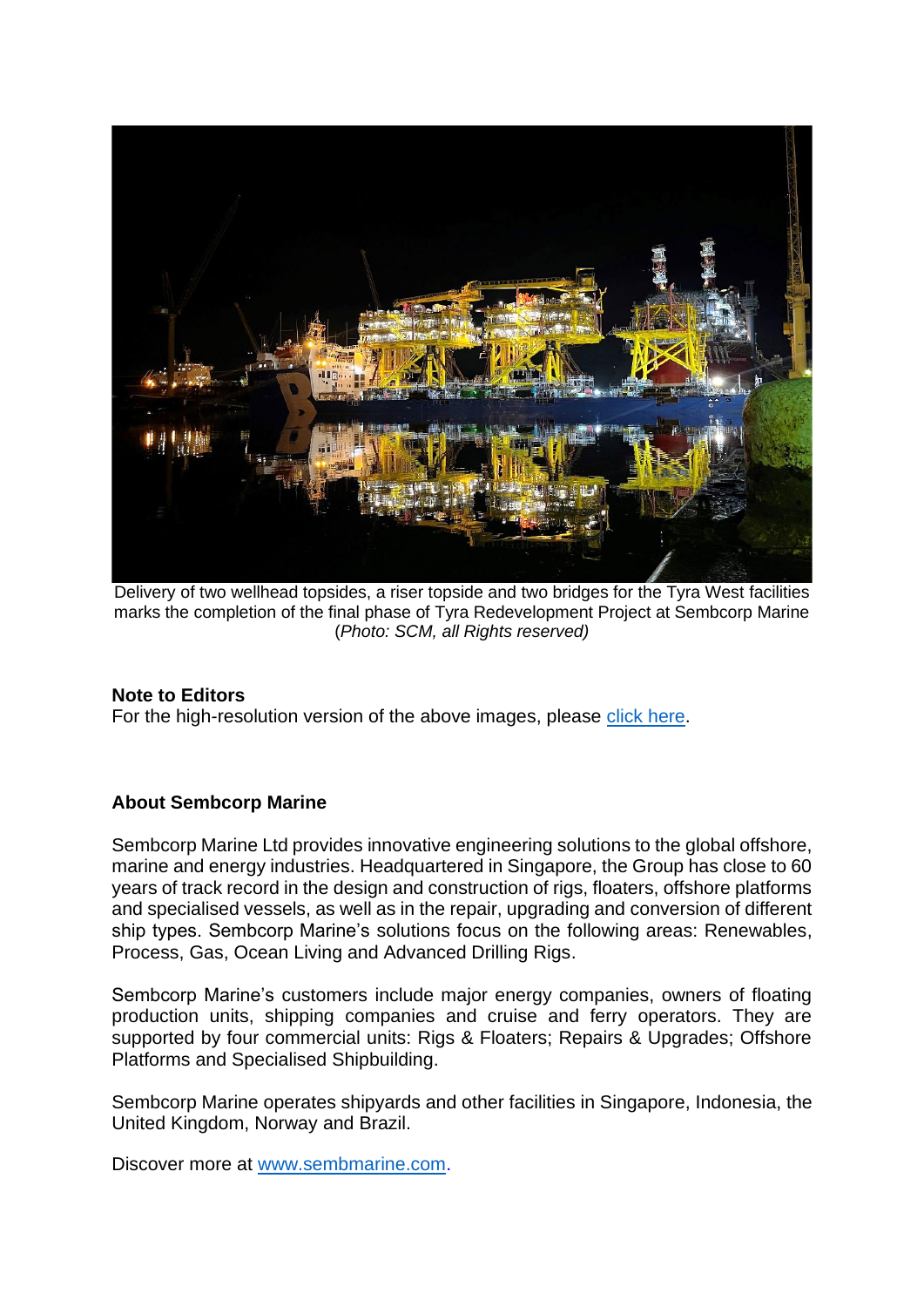Delivery of two wellhead topsides, a riser topside and two bridges for the Tyra West facilities marks the completion of the final phase of Tyra Redevelopment Project at Sembcorp Marine (*Photo: SCM, all Rights reserved)*

**Note to Editors**
For the high-resolution version of the above images, please click here.

**About Sembcorp Marine**

Sembcorp Marine Ltd provides innovative engineering solutions to the global offshore, marine and energy industries. Headquartered in Singapore, the Group has close to 60 years of track record in the design and construction of rigs, floaters, offshore platforms and specialised vessels, as well as in the repair, upgrading and conversion of different ship types. Sembcorp Marine's solutions focus on the following areas: Renewables, Process, Gas, Ocean Living and Advanced Drilling Rigs.

Sembcorp Marine's customers include major energy companies, owners of floating production units, shipping companies and cruise and ferry operators. They are supported by four commercial units: Rigs & Floaters; Repairs & Upgrades; Offshore Platforms and Specialised Shipbuilding.

Sembcorp Marine operates shipyards and other facilities in Singapore, Indonesia, the United Kingdom, Norway and Brazil.

Discover more at www.sembmarine.com.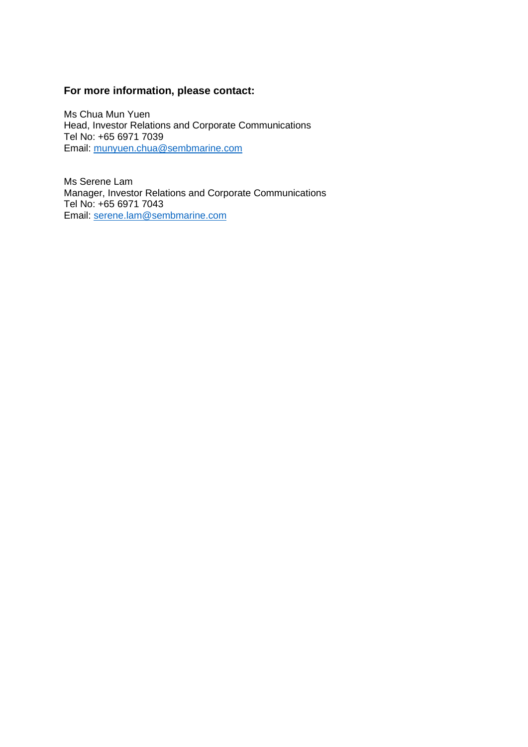**For more information, please contact:**

Ms Chua Mun Yuen
Head, Investor Relations and Corporate Communications
Tel No: +65 6971 7039
Email: munyuen.chua@sembmarine.com

Ms Serene Lam
Manager, Investor Relations and Corporate Communications
Tel No: +65 6971 7043
Email: serene.lam@sembmarine.com